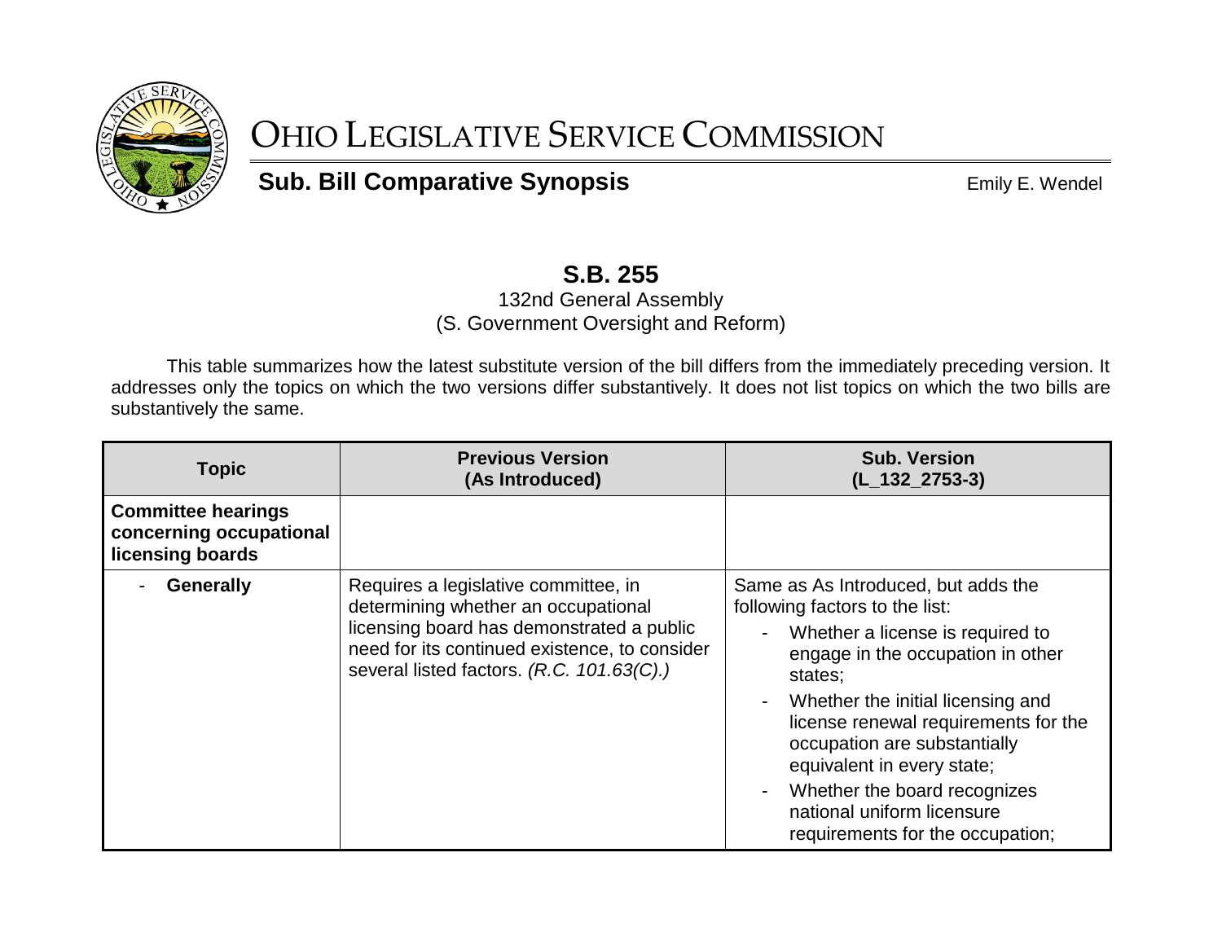# OHIO LEGISLATIVE SERVICE COMMISSION

**Sub. Bill Comparative Synopsis**

Emily E. Wendel

## S.B. 255

132nd General Assembly
(S. Government Oversight and Reform)

This table summarizes how the latest substitute version of the bill differs from the immediately preceding version. It addresses only the topics on which the two versions differ substantively. It does not list topics on which the two bills are substantively the same.

| Topic | Previous Version (As Introduced) | Sub. Version (L_132_2753-3) |
|---|---|---|
| **Committee hearings concerning occupational licensing boards** | | |
| - **Generally** | Requires a legislative committee, in determining whether an occupational licensing board has demonstrated a public need for its continued existence, to consider several listed factors. *(R.C. 101.63(C).)* | Same as As Introduced, but adds the following factors to the list:<br>- Whether a license is required to engage in the occupation in other states;<br>- Whether the initial licensing and license renewal requirements for the occupation are substantially equivalent in every state;<br>- Whether the board recognizes national uniform licensure requirements for the occupation; |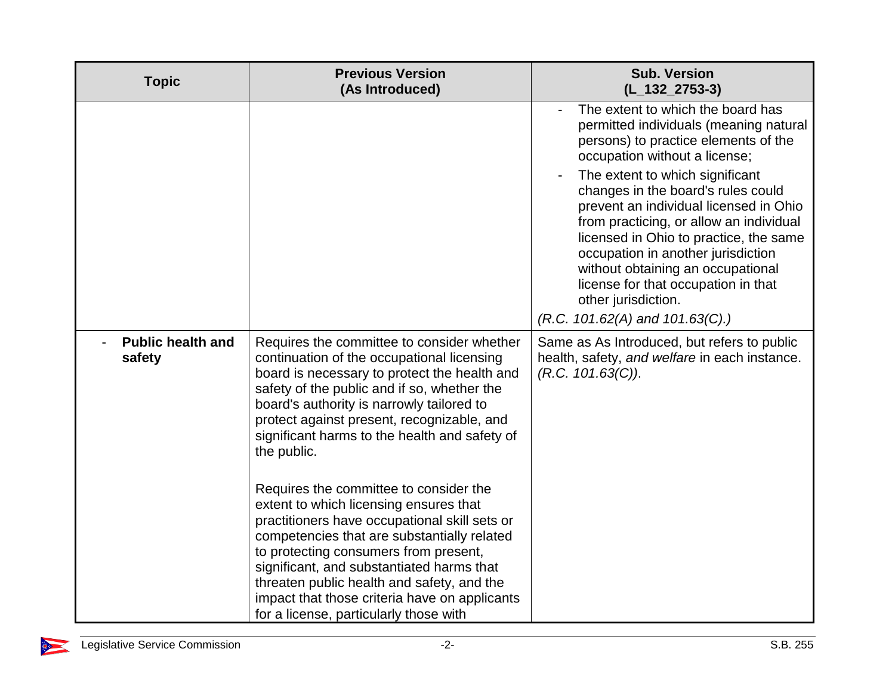| Topic | Previous Version (As Introduced) | Sub. Version (L_132_2753-3) |
|---|---|---|
| | | - The extent to which the board has permitted individuals (meaning natural persons) to practice elements of the occupation without a license;<br>- The extent to which significant changes in the board's rules could prevent an individual licensed in Ohio from practicing, or allow an individual licensed in Ohio to practice, the same occupation in another jurisdiction without obtaining an occupational license for that occupation in that other jurisdiction.<br>*(R.C. 101.62(A) and 101.63(C).)* |
| - **Public health and safety** | Requires the committee to consider whether continuation of the occupational licensing board is necessary to protect the health and safety of the public and if so, whether the board's authority is narrowly tailored to protect against present, recognizable, and significant harms to the health and safety of the public.<br><br>Requires the committee to consider the extent to which licensing ensures that practitioners have occupational skill sets or competencies that are substantially related to protecting consumers from present, significant, and substantiated harms that threaten public health and safety, and the impact that those criteria have on applicants for a license, particularly those with | Same as As Introduced, but refers to public health, safety, *and welfare* in each instance. *(R.C. 101.63(C))*. |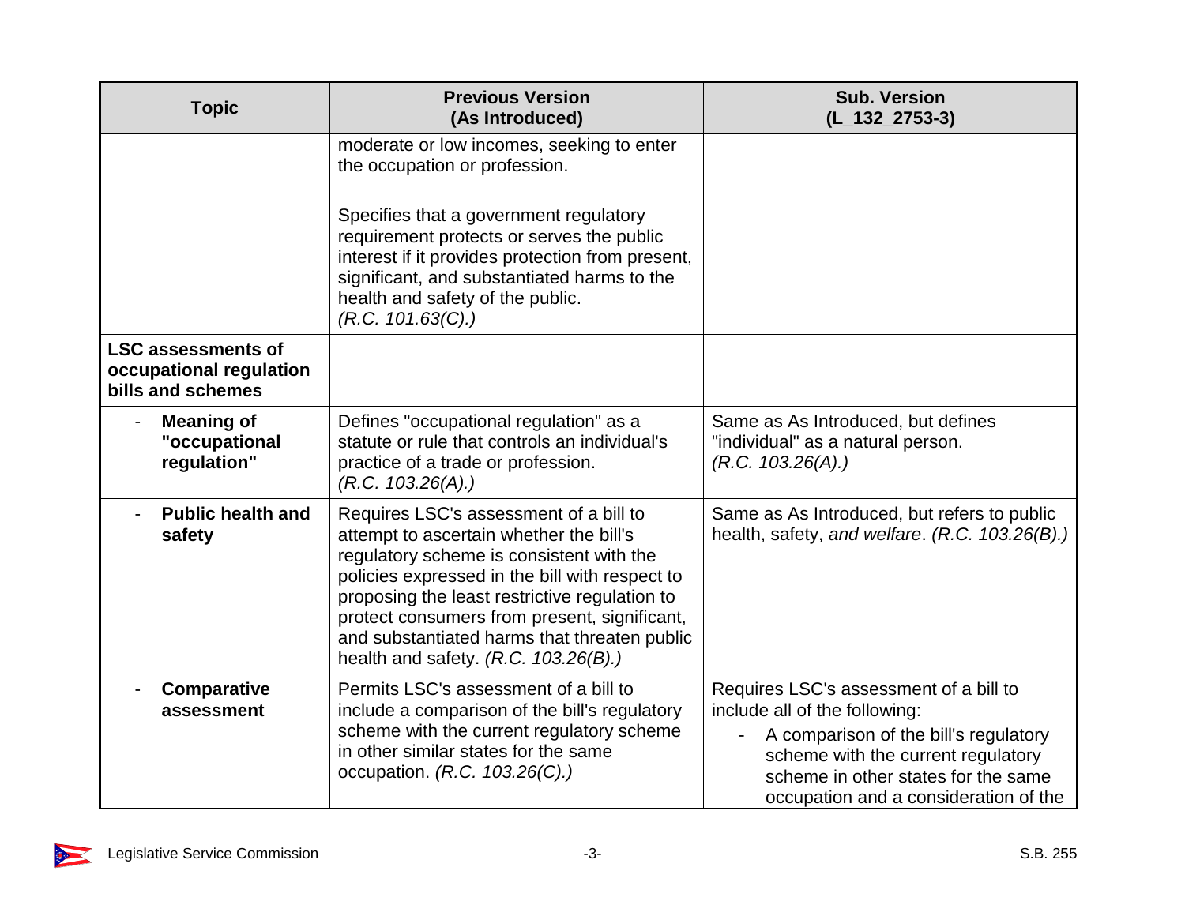| Topic | Previous Version (As Introduced) | Sub. Version (L_132_2753-3) |
|---|---|---|
| | moderate or low incomes, seeking to enter the occupation or profession.<br><br>Specifies that a government regulatory requirement protects or serves the public interest if it provides protection from present, significant, and substantiated harms to the health and safety of the public. *(R.C. 101.63(C).)* | |
| **LSC assessments of occupational regulation bills and schemes** | | |
| - **Meaning of "occupational regulation"** | Defines "occupational regulation" as a statute or rule that controls an individual's practice of a trade or profession. *(R.C. 103.26(A).)* | Same as As Introduced, but defines "individual" as a natural person. *(R.C. 103.26(A).)* |
| - **Public health and safety** | Requires LSC's assessment of a bill to attempt to ascertain whether the bill's regulatory scheme is consistent with the policies expressed in the bill with respect to proposing the least restrictive regulation to protect consumers from present, significant, and substantiated harms that threaten public health and safety. *(R.C. 103.26(B).)* | Same as As Introduced, but refers to public health, safety, *and welfare*. *(R.C. 103.26(B).)* |
| - **Comparative assessment** | Permits LSC's assessment of a bill to include a comparison of the bill's regulatory scheme with the current regulatory scheme in other similar states for the same occupation. *(R.C. 103.26(C).)* | Requires LSC's assessment of a bill to include all of the following:<br>- A comparison of the bill's regulatory scheme with the current regulatory scheme in other states for the same occupation and a consideration of the |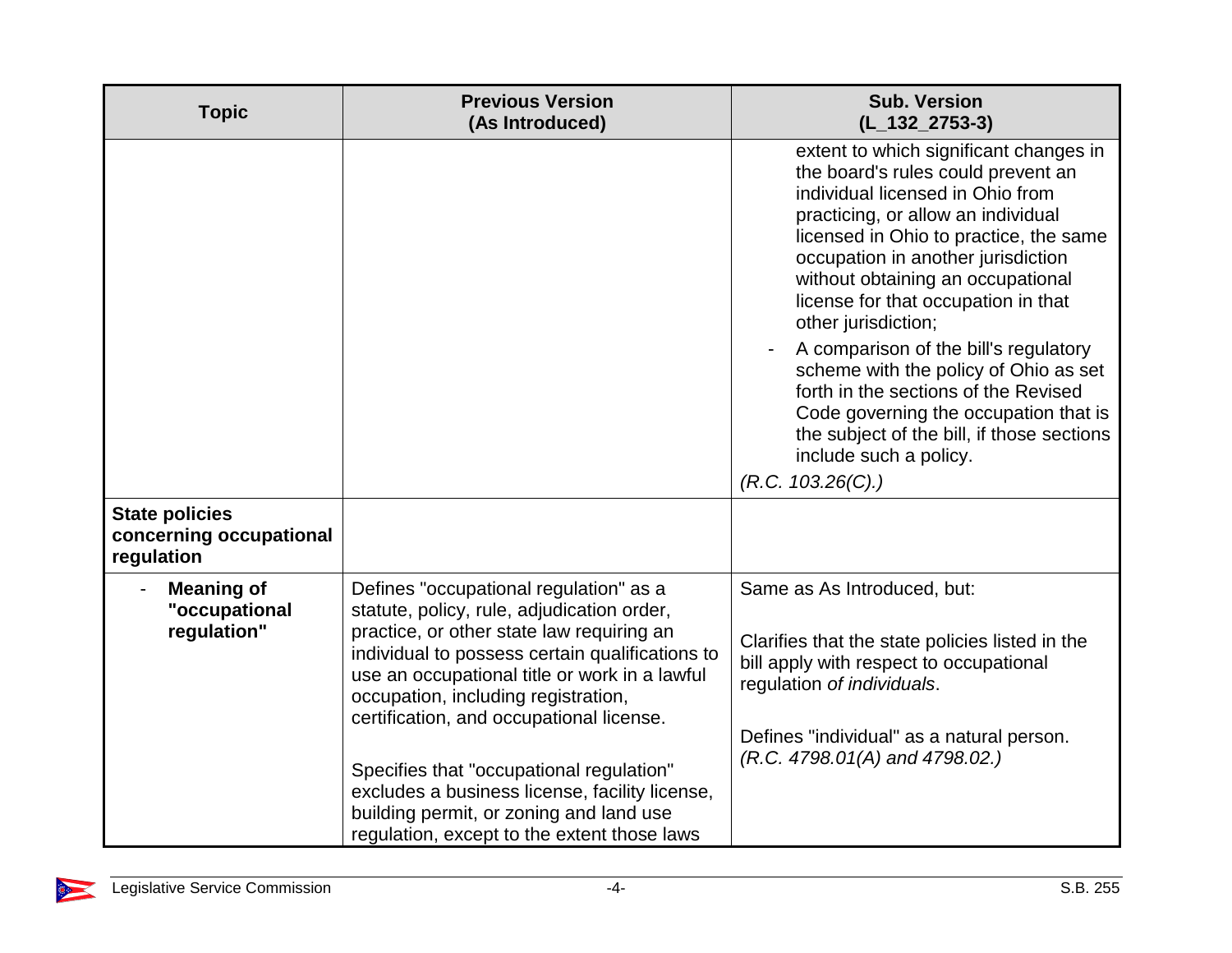| Topic | Previous Version (As Introduced) | Sub. Version (L_132_2753-3) |
|---|---|---|
| | | extent to which significant changes in the board's rules could prevent an individual licensed in Ohio from practicing, or allow an individual licensed in Ohio to practice, the same occupation in another jurisdiction without obtaining an occupational license for that occupation in that other jurisdiction;<br>- A comparison of the bill's regulatory scheme with the policy of Ohio as set forth in the sections of the Revised Code governing the occupation that is the subject of the bill, if those sections include such a policy.<br>*(R.C. 103.26(C).)* |
| **State policies concerning occupational regulation** | | |
| - **Meaning of "occupational regulation"** | Defines "occupational regulation" as a statute, policy, rule, adjudication order, practice, or other state law requiring an individual to possess certain qualifications to use an occupational title or work in a lawful occupation, including registration, certification, and occupational license.<br><br>Specifies that "occupational regulation" excludes a business license, facility license, building permit, or zoning and land use regulation, except to the extent those laws | Same as As Introduced, but:<br><br>Clarifies that the state policies listed in the bill apply with respect to occupational regulation *of individuals*.<br><br>Defines "individual" as a natural person. *(R.C. 4798.01(A) and 4798.02.)* |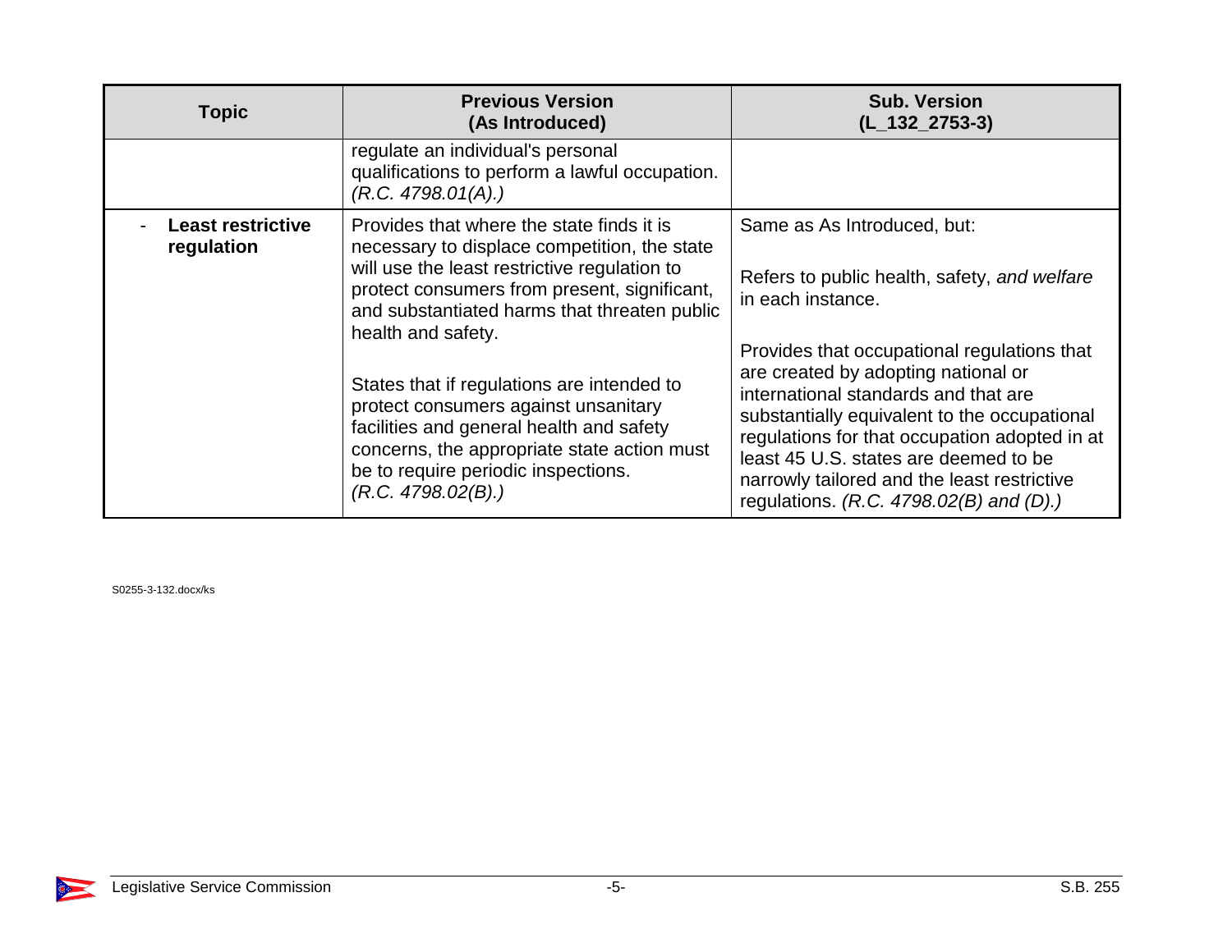| Topic | Previous Version (As Introduced) | Sub. Version (L_132_2753-3) |
|---|---|---|
| | regulate an individual's personal qualifications to perform a lawful occupation. *(R.C. 4798.01(A).)* | |
| - **Least restrictive regulation** | Provides that where the state finds it is necessary to displace competition, the state will use the least restrictive regulation to protect consumers from present, significant, and substantiated harms that threaten public health and safety.<br><br>States that if regulations are intended to protect consumers against unsanitary facilities and general health and safety concerns, the appropriate state action must be to require periodic inspections. *(R.C. 4798.02(B).)* | Same as As Introduced, but:<br><br>Refers to public health, safety, *and welfare* in each instance.<br><br>Provides that occupational regulations that are created by adopting national or international standards and that are substantially equivalent to the occupational regulations for that occupation adopted in at least 45 U.S. states are deemed to be narrowly tailored and the least restrictive regulations. *(R.C. 4798.02(B) and (D).)* |

S0255-3-132.docx/ks